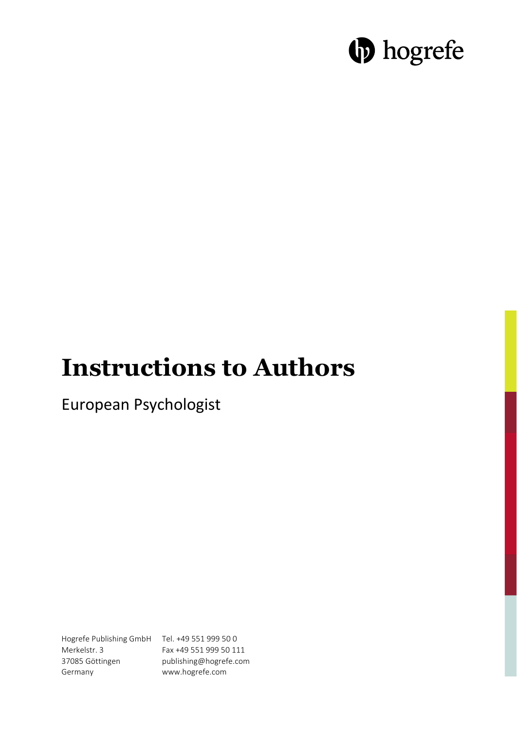hogrefe

# Instructions to Authors

European Psychologist

Hogrefe Publishing GmbH
Merkelstr. 3
37085 Göttingen
Germany

Tel. +49 551 999 50 0
Fax +49 551 999 50 111
publishing@hogrefe.com
www.hogrefe.com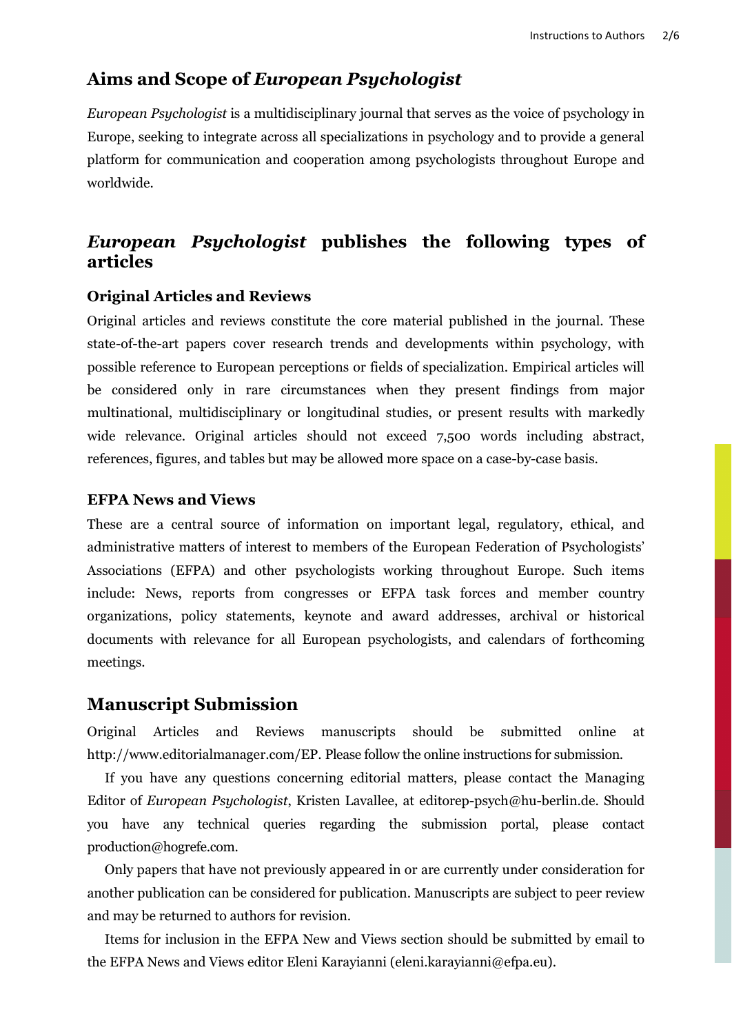## Aims and Scope of *European Psychologist*

*European Psychologist* is a multidisciplinary journal that serves as the voice of psychology in Europe, seeking to integrate across all specializations in psychology and to provide a general platform for communication and cooperation among psychologists throughout Europe and worldwide.

## *European Psychologist* publishes the following types of articles

### Original Articles and Reviews

Original articles and reviews constitute the core material published in the journal. These state-of-the-art papers cover research trends and developments within psychology, with possible reference to European perceptions or fields of specialization. Empirical articles will be considered only in rare circumstances when they present findings from major multinational, multidisciplinary or longitudinal studies, or present results with markedly wide relevance. Original articles should not exceed 7,500 words including abstract, references, figures, and tables but may be allowed more space on a case-by-case basis.

### EFPA News and Views

These are a central source of information on important legal, regulatory, ethical, and administrative matters of interest to members of the European Federation of Psychologists' Associations (EFPA) and other psychologists working throughout Europe. Such items include: News, reports from congresses or EFPA task forces and member country organizations, policy statements, keynote and award addresses, archival or historical documents with relevance for all European psychologists, and calendars of forthcoming meetings.

## Manuscript Submission

Original Articles and Reviews manuscripts should be submitted online at http://www.editorialmanager.com/EP. Please follow the online instructions for submission.

If you have any questions concerning editorial matters, please contact the Managing Editor of *European Psychologist*, Kristen Lavallee, at editorep-psych@hu-berlin.de. Should you have any technical queries regarding the submission portal, please contact production@hogrefe.com.

Only papers that have not previously appeared in or are currently under consideration for another publication can be considered for publication. Manuscripts are subject to peer review and may be returned to authors for revision.

Items for inclusion in the EFPA New and Views section should be submitted by email to the EFPA News and Views editor Eleni Karayianni (eleni.karayianni@efpa.eu).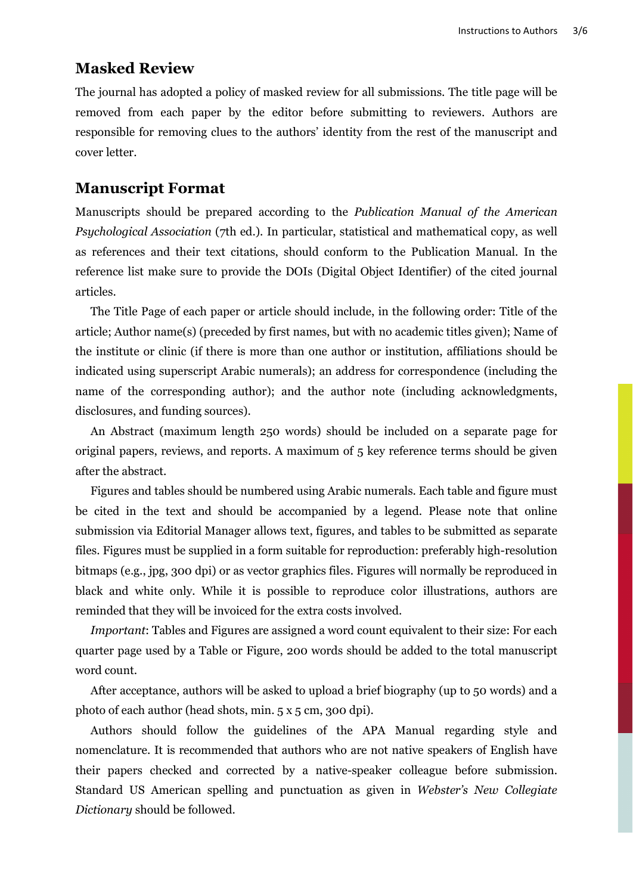## Masked Review

The journal has adopted a policy of masked review for all submissions. The title page will be removed from each paper by the editor before submitting to reviewers. Authors are responsible for removing clues to the authors' identity from the rest of the manuscript and cover letter.

## Manuscript Format

Manuscripts should be prepared according to the *Publication Manual of the American Psychological Association* (7th ed.). In particular, statistical and mathematical copy, as well as references and their text citations, should conform to the Publication Manual. In the reference list make sure to provide the DOIs (Digital Object Identifier) of the cited journal articles.

The Title Page of each paper or article should include, in the following order: Title of the article; Author name(s) (preceded by first names, but with no academic titles given); Name of the institute or clinic (if there is more than one author or institution, affiliations should be indicated using superscript Arabic numerals); an address for correspondence (including the name of the corresponding author); and the author note (including acknowledgments, disclosures, and funding sources).

An Abstract (maximum length 250 words) should be included on a separate page for original papers, reviews, and reports. A maximum of 5 key reference terms should be given after the abstract.

Figures and tables should be numbered using Arabic numerals. Each table and figure must be cited in the text and should be accompanied by a legend. Please note that online submission via Editorial Manager allows text, figures, and tables to be submitted as separate files. Figures must be supplied in a form suitable for reproduction: preferably high-resolution bitmaps (e.g., jpg, 300 dpi) or as vector graphics files. Figures will normally be reproduced in black and white only. While it is possible to reproduce color illustrations, authors are reminded that they will be invoiced for the extra costs involved.

*Important*: Tables and Figures are assigned a word count equivalent to their size: For each quarter page used by a Table or Figure, 200 words should be added to the total manuscript word count.

After acceptance, authors will be asked to upload a brief biography (up to 50 words) and a photo of each author (head shots, min. 5 x 5 cm, 300 dpi).

Authors should follow the guidelines of the APA Manual regarding style and nomenclature. It is recommended that authors who are not native speakers of English have their papers checked and corrected by a native-speaker colleague before submission. Standard US American spelling and punctuation as given in *Webster's New Collegiate Dictionary* should be followed.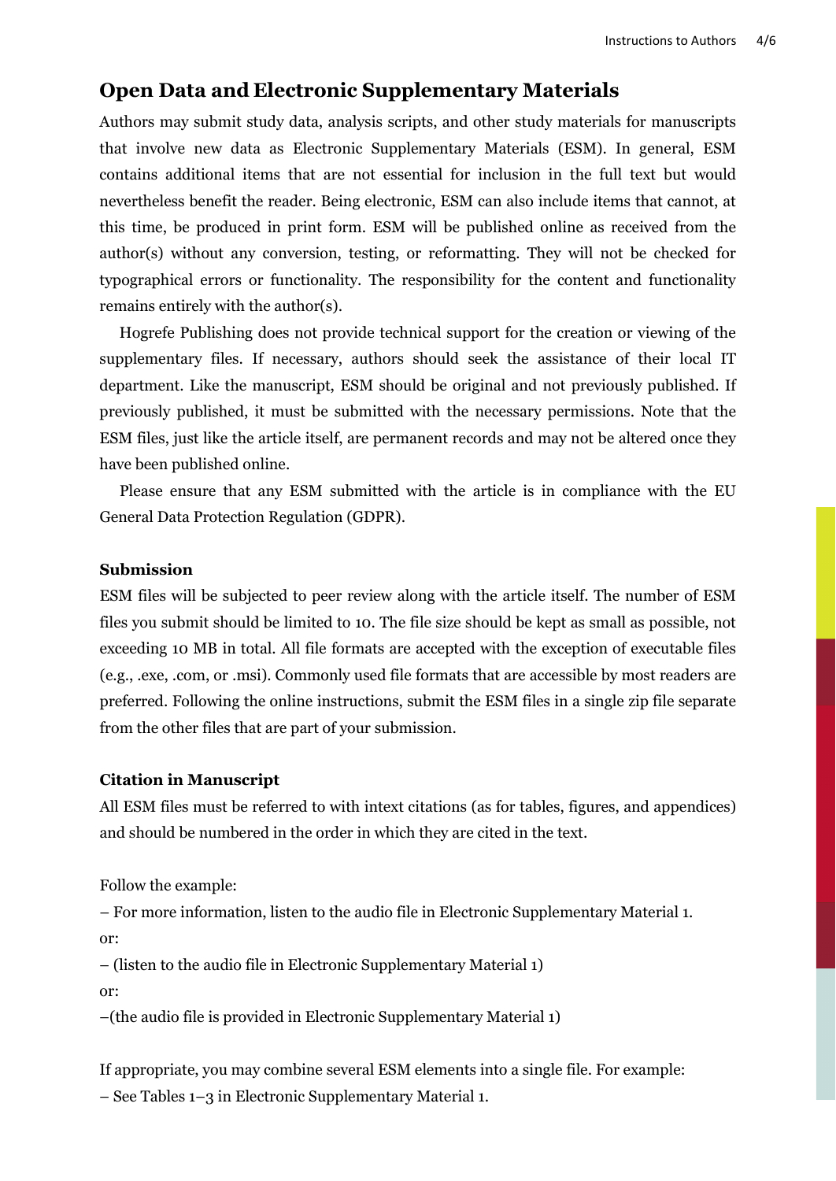## Open Data and Electronic Supplementary Materials

Authors may submit study data, analysis scripts, and other study materials for manuscripts that involve new data as Electronic Supplementary Materials (ESM). In general, ESM contains additional items that are not essential for inclusion in the full text but would nevertheless benefit the reader. Being electronic, ESM can also include items that cannot, at this time, be produced in print form. ESM will be published online as received from the author(s) without any conversion, testing, or reformatting. They will not be checked for typographical errors or functionality. The responsibility for the content and functionality remains entirely with the author(s).

Hogrefe Publishing does not provide technical support for the creation or viewing of the supplementary files. If necessary, authors should seek the assistance of their local IT department. Like the manuscript, ESM should be original and not previously published. If previously published, it must be submitted with the necessary permissions. Note that the ESM files, just like the article itself, are permanent records and may not be altered once they have been published online.

Please ensure that any ESM submitted with the article is in compliance with the EU General Data Protection Regulation (GDPR).

**Submission**

ESM files will be subjected to peer review along with the article itself. The number of ESM files you submit should be limited to 10. The file size should be kept as small as possible, not exceeding 10 MB in total. All file formats are accepted with the exception of executable files (e.g., .exe, .com, or .msi). Commonly used file formats that are accessible by most readers are preferred. Following the online instructions, submit the ESM files in a single zip file separate from the other files that are part of your submission.

**Citation in Manuscript**

All ESM files must be referred to with intext citations (as for tables, figures, and appendices) and should be numbered in the order in which they are cited in the text.

Follow the example:

– For more information, listen to the audio file in Electronic Supplementary Material 1.

or:

– (listen to the audio file in Electronic Supplementary Material 1)

or:

–(the audio file is provided in Electronic Supplementary Material 1)

If appropriate, you may combine several ESM elements into a single file. For example:

– See Tables 1–3 in Electronic Supplementary Material 1.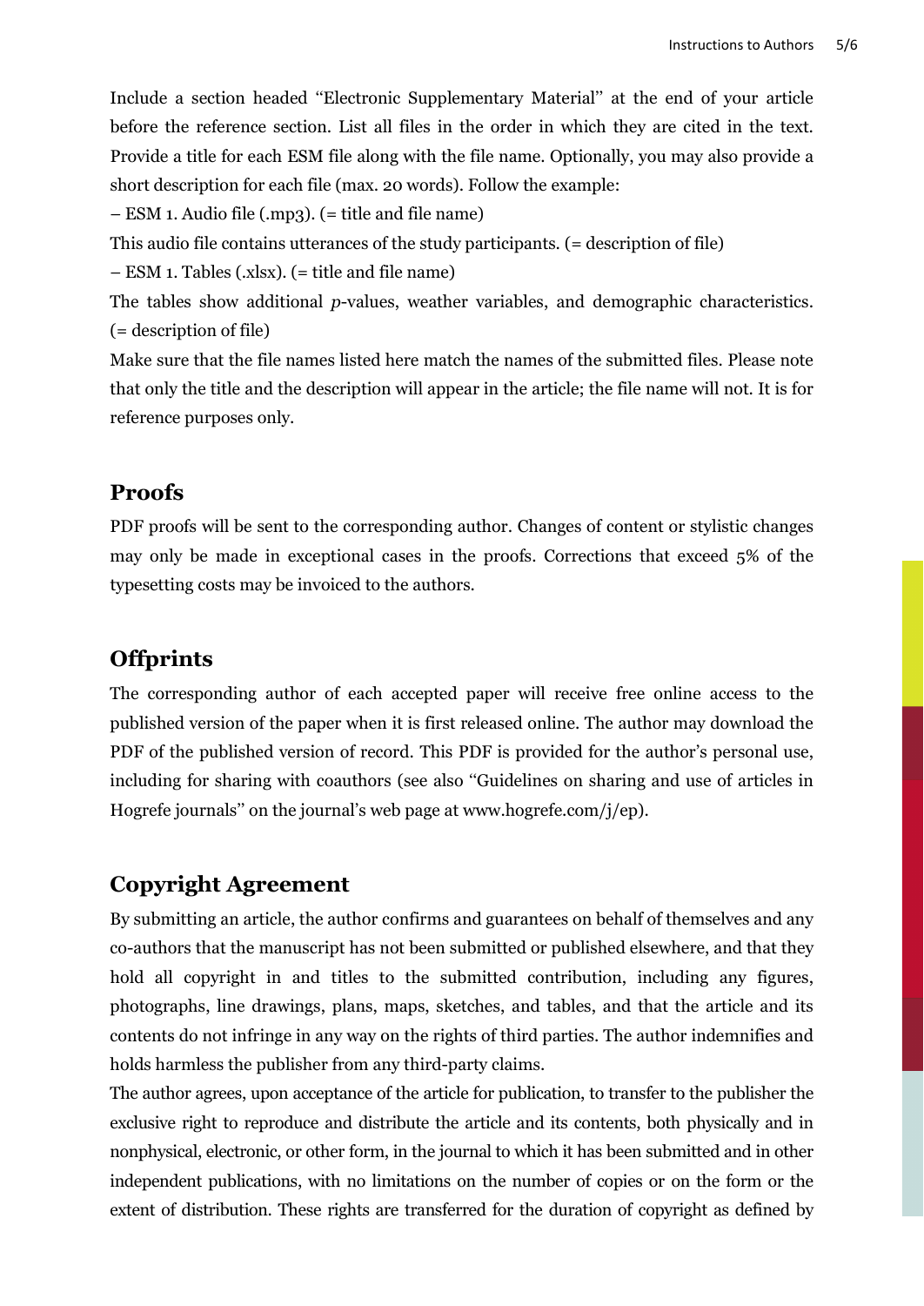Include a section headed "Electronic Supplementary Material" at the end of your article before the reference section. List all files in the order in which they are cited in the text. Provide a title for each ESM file along with the file name. Optionally, you may also provide a short description for each file (max. 20 words). Follow the example:

– ESM 1. Audio file (.mp3). (= title and file name)

This audio file contains utterances of the study participants. (= description of file)

– ESM 1. Tables (.xlsx). (= title and file name)

The tables show additional *p*-values, weather variables, and demographic characteristics. (= description of file)

Make sure that the file names listed here match the names of the submitted files. Please note that only the title and the description will appear in the article; the file name will not. It is for reference purposes only.

## Proofs

PDF proofs will be sent to the corresponding author. Changes of content or stylistic changes may only be made in exceptional cases in the proofs. Corrections that exceed 5% of the typesetting costs may be invoiced to the authors.

## Offprints

The corresponding author of each accepted paper will receive free online access to the published version of the paper when it is first released online. The author may download the PDF of the published version of record. This PDF is provided for the author's personal use, including for sharing with coauthors (see also "Guidelines on sharing and use of articles in Hogrefe journals" on the journal's web page at www.hogrefe.com/j/ep).

## Copyright Agreement

By submitting an article, the author confirms and guarantees on behalf of themselves and any co-authors that the manuscript has not been submitted or published elsewhere, and that they hold all copyright in and titles to the submitted contribution, including any figures, photographs, line drawings, plans, maps, sketches, and tables, and that the article and its contents do not infringe in any way on the rights of third parties. The author indemnifies and holds harmless the publisher from any third-party claims.

The author agrees, upon acceptance of the article for publication, to transfer to the publisher the exclusive right to reproduce and distribute the article and its contents, both physically and in nonphysical, electronic, or other form, in the journal to which it has been submitted and in other independent publications, with no limitations on the number of copies or on the form or the extent of distribution. These rights are transferred for the duration of copyright as defined by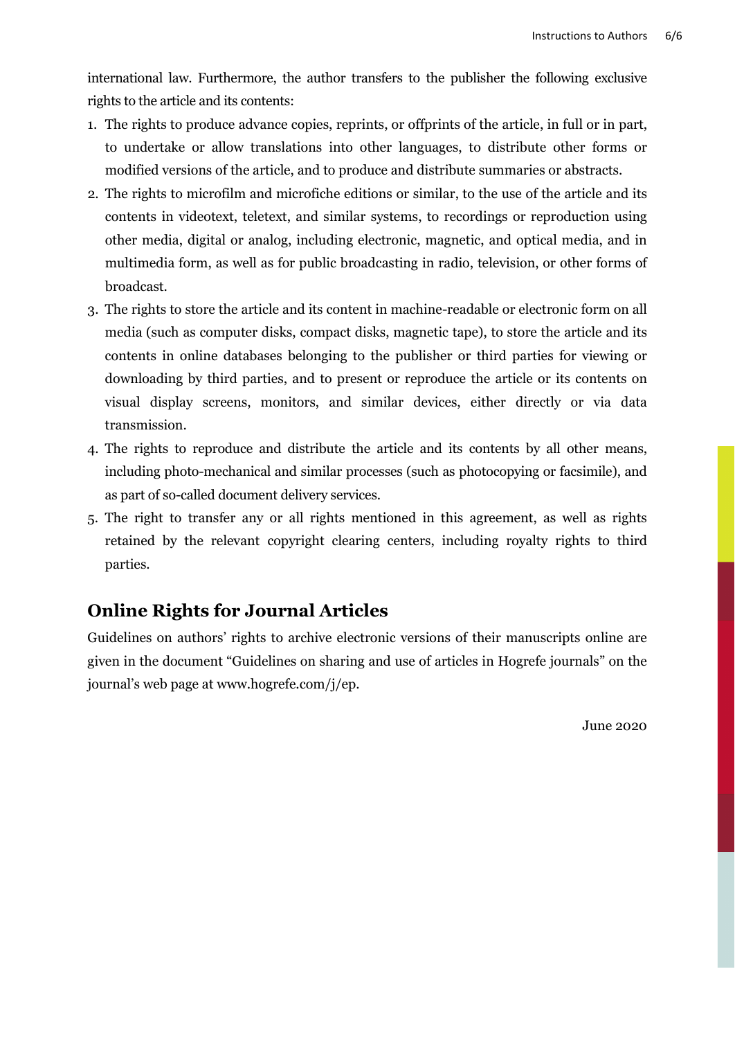international law. Furthermore, the author transfers to the publisher the following exclusive rights to the article and its contents:

1. The rights to produce advance copies, reprints, or offprints of the article, in full or in part, to undertake or allow translations into other languages, to distribute other forms or modified versions of the article, and to produce and distribute summaries or abstracts.
2. The rights to microfilm and microfiche editions or similar, to the use of the article and its contents in videotext, teletext, and similar systems, to recordings or reproduction using other media, digital or analog, including electronic, magnetic, and optical media, and in multimedia form, as well as for public broadcasting in radio, television, or other forms of broadcast.
3. The rights to store the article and its content in machine-readable or electronic form on all media (such as computer disks, compact disks, magnetic tape), to store the article and its contents in online databases belonging to the publisher or third parties for viewing or downloading by third parties, and to present or reproduce the article or its contents on visual display screens, monitors, and similar devices, either directly or via data transmission.
4. The rights to reproduce and distribute the article and its contents by all other means, including photo-mechanical and similar processes (such as photocopying or facsimile), and as part of so-called document delivery services.
5. The right to transfer any or all rights mentioned in this agreement, as well as rights retained by the relevant copyright clearing centers, including royalty rights to third parties.

## Online Rights for Journal Articles

Guidelines on authors' rights to archive electronic versions of their manuscripts online are given in the document "Guidelines on sharing and use of articles in Hogrefe journals" on the journal's web page at www.hogrefe.com/j/ep.

June 2020